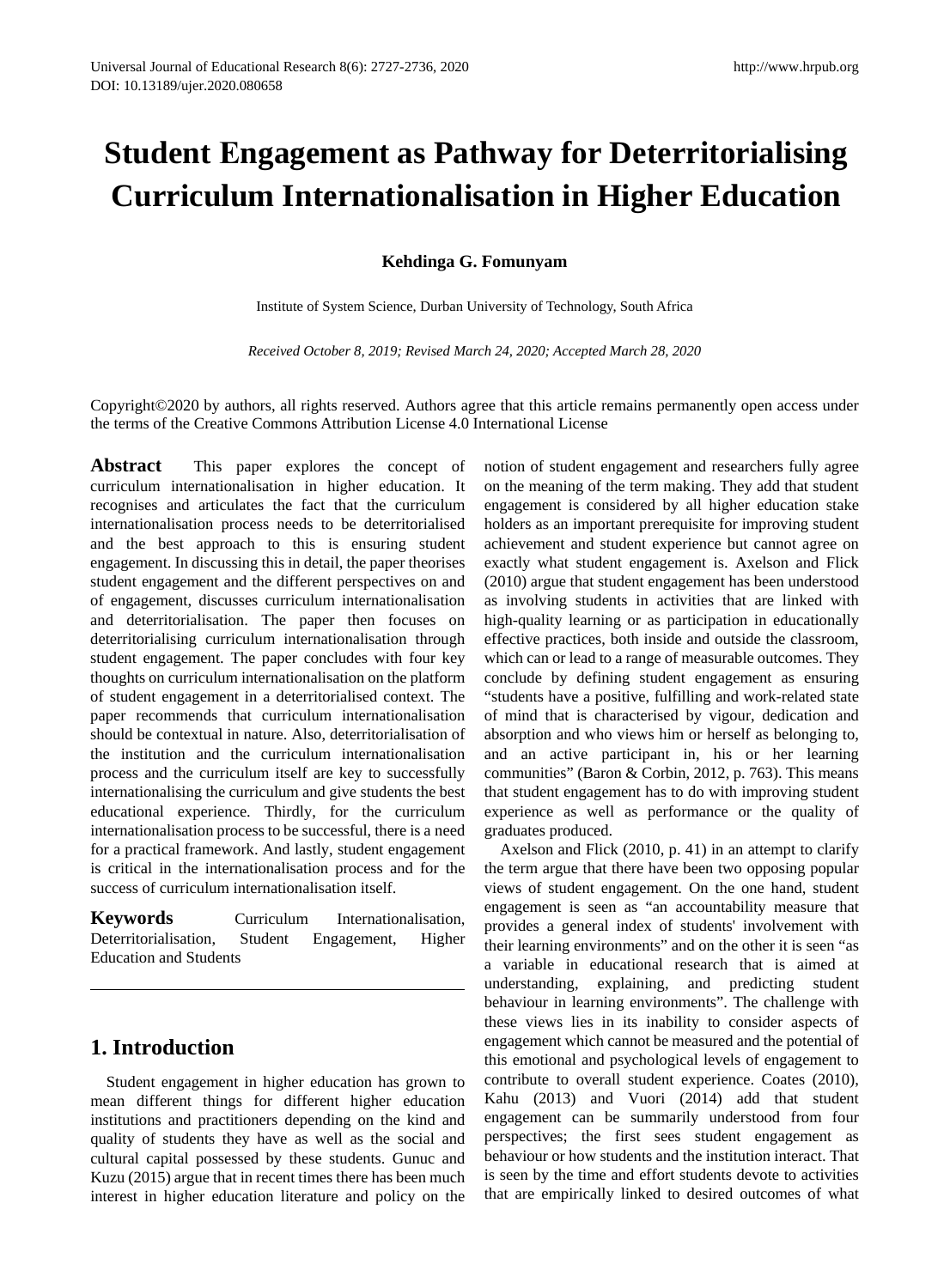# Student Engagement as Pathway for Deterritorialising Curriculum Internationalisation in Higher Education

**Kehdinga G. Fomunyam**

Institute of System Science, Durban University of Technology, South Africa

*Received October 8, 2019; Revised March 24, 2020; Accepted March 28, 2020*

Copyright©2020 by authors, all rights reserved. Authors agree that this article remains permanently open access under the terms of the Creative Commons Attribution License 4.0 International License

**Abstract** This paper explores the concept of curriculum internationalisation in higher education. It recognises and articulates the fact that the curriculum internationalisation process needs to be deterritorialised and the best approach to this is ensuring student engagement. In discussing this in detail, the paper theorises student engagement and the different perspectives on and of engagement, discusses curriculum internationalisation and deterritorialisation. The paper then focuses on deterritorialising curriculum internationalisation through student engagement. The paper concludes with four key thoughts on curriculum internationalisation on the platform of student engagement in a deterritorialised context. The paper recommends that curriculum internationalisation should be contextual in nature. Also, deterritorialisation of the institution and the curriculum internationalisation process and the curriculum itself are key to successfully internationalising the curriculum and give students the best educational experience. Thirdly, for the curriculum internationalisation process to be successful, there is a need for a practical framework. And lastly, student engagement is critical in the internationalisation process and for the success of curriculum internationalisation itself.

**Keywords** Curriculum Internationalisation, Deterritorialisation, Student Engagement, Higher Education and Students

## 1. Introduction

Student engagement in higher education has grown to mean different things for different higher education institutions and practitioners depending on the kind and quality of students they have as well as the social and cultural capital possessed by these students. Gunuc and Kuzu (2015) argue that in recent times there has been much interest in higher education literature and policy on the notion of student engagement and researchers fully agree on the meaning of the term making. They add that student engagement is considered by all higher education stake holders as an important prerequisite for improving student achievement and student experience but cannot agree on exactly what student engagement is. Axelson and Flick (2010) argue that student engagement has been understood as involving students in activities that are linked with high-quality learning or as participation in educationally effective practices, both inside and outside the classroom, which can or lead to a range of measurable outcomes. They conclude by defining student engagement as ensuring "students have a positive, fulfilling and work-related state of mind that is characterised by vigour, dedication and absorption and who views him or herself as belonging to, and an active participant in, his or her learning communities" (Baron & Corbin, 2012, p. 763). This means that student engagement has to do with improving student experience as well as performance or the quality of graduates produced.

Axelson and Flick (2010, p. 41) in an attempt to clarify the term argue that there have been two opposing popular views of student engagement. On the one hand, student engagement is seen as "an accountability measure that provides a general index of students' involvement with their learning environments" and on the other it is seen "as a variable in educational research that is aimed at understanding, explaining, and predicting student behaviour in learning environments". The challenge with these views lies in its inability to consider aspects of engagement which cannot be measured and the potential of this emotional and psychological levels of engagement to contribute to overall student experience. Coates (2010), Kahu (2013) and Vuori (2014) add that student engagement can be summarily understood from four perspectives; the first sees student engagement as behaviour or how students and the institution interact. That is seen by the time and effort students devote to activities that are empirically linked to desired outcomes of what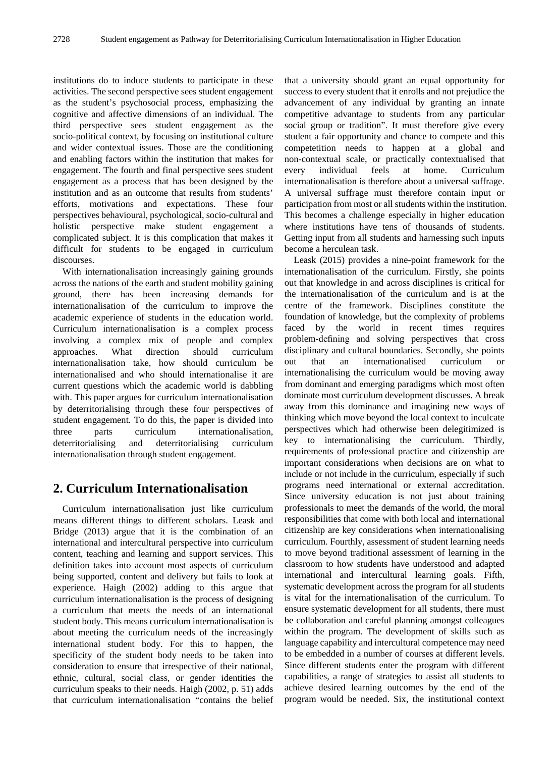institutions do to induce students to participate in these activities. The second perspective sees student engagement as the student's psychosocial process, emphasizing the cognitive and affective dimensions of an individual. The third perspective sees student engagement as the socio-political context, by focusing on institutional culture and wider contextual issues. Those are the conditioning and enabling factors within the institution that makes for engagement. The fourth and final perspective sees student engagement as a process that has been designed by the institution and as an outcome that results from students' efforts, motivations and expectations. These four perspectives behavioural, psychological, socio-cultural and holistic perspective make student engagement a complicated subject. It is this complication that makes it difficult for students to be engaged in curriculum discourses.

With internationalisation increasingly gaining grounds across the nations of the earth and student mobility gaining ground, there has been increasing demands for internationalisation of the curriculum to improve the academic experience of students in the education world. Curriculum internationalisation is a complex process involving a complex mix of people and complex approaches. What direction should curriculum internationalisation take, how should curriculum be internationalised and who should internationalise it are current questions which the academic world is dabbling with. This paper argues for curriculum internationalisation by deterritorialising through these four perspectives of student engagement. To do this, the paper is divided into three parts curriculum internationalisation, deterritorialising and deterritorialising curriculum internationalisation through student engagement.

## 2. Curriculum Internationalisation

Curriculum internationalisation just like curriculum means different things to different scholars. Leask and Bridge (2013) argue that it is the combination of an international and intercultural perspective into curriculum content, teaching and learning and support services. This definition takes into account most aspects of curriculum being supported, content and delivery but fails to look at experience. Haigh (2002) adding to this argue that curriculum internationalisation is the process of designing a curriculum that meets the needs of an international student body. This means curriculum internationalisation is about meeting the curriculum needs of the increasingly international student body. For this to happen, the specificity of the student body needs to be taken into consideration to ensure that irrespective of their national, ethnic, cultural, social class, or gender identities the curriculum speaks to their needs. Haigh (2002, p. 51) adds that curriculum internationalisation "contains the belief that a university should grant an equal opportunity for success to every student that it enrolls and not prejudice the advancement of any individual by granting an innate competitive advantage to students from any particular social group or tradition". It must therefore give every student a fair opportunity and chance to compete and this competetition needs to happen at a global and non-contextual scale, or practically contextualised that every individual feels at home. Curriculum internationalisation is therefore about a universal suffrage. A universal suffrage must therefore contain input or participation from most or all students within the institution. This becomes a challenge especially in higher education where institutions have tens of thousands of students. Getting input from all students and harnessing such inputs become a herculean task.

Leask (2015) provides a nine-point framework for the internationalisation of the curriculum. Firstly, she points out that knowledge in and across disciplines is critical for the internationalisation of the curriculum and is at the centre of the framework. Disciplines constitute the foundation of knowledge, but the complexity of problems faced by the world in recent times requires problem-defining and solving perspectives that cross disciplinary and cultural boundaries. Secondly, she points out that an internationalised curriculum or internationalising the curriculum would be moving away from dominant and emerging paradigms which most often dominate most curriculum development discusses. A break away from this dominance and imagining new ways of thinking which move beyond the local context to inculcate perspectives which had otherwise been delegitimized is key to internationalising the curriculum. Thirdly, requirements of professional practice and citizenship are important considerations when decisions are on what to include or not include in the curriculum, especially if such programs need international or external accreditation. Since university education is not just about training professionals to meet the demands of the world, the moral responsibilities that come with both local and international citizenship are key considerations when internationalising curriculum. Fourthly, assessment of student learning needs to move beyond traditional assessment of learning in the classroom to how students have understood and adapted international and intercultural learning goals. Fifth, systematic development across the program for all students is vital for the internationalisation of the curriculum. To ensure systematic development for all students, there must be collaboration and careful planning amongst colleagues within the program. The development of skills such as language capability and intercultural competence may need to be embedded in a number of courses at different levels. Since different students enter the program with different capabilities, a range of strategies to assist all students to achieve desired learning outcomes by the end of the program would be needed. Six, the institutional context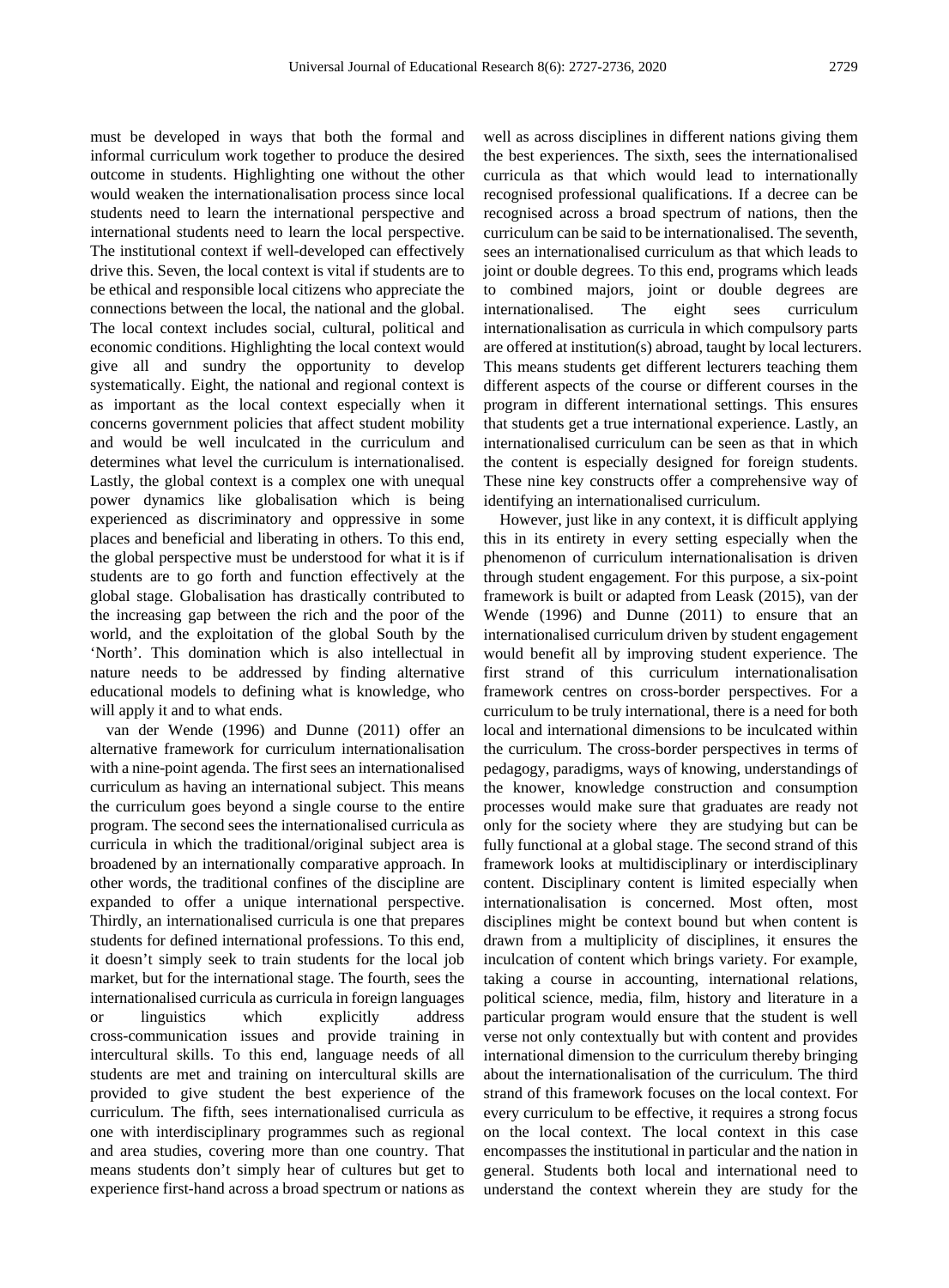must be developed in ways that both the formal and informal curriculum work together to produce the desired outcome in students. Highlighting one without the other would weaken the internationalisation process since local students need to learn the international perspective and international students need to learn the local perspective. The institutional context if well-developed can effectively drive this. Seven, the local context is vital if students are to be ethical and responsible local citizens who appreciate the connections between the local, the national and the global. The local context includes social, cultural, political and economic conditions. Highlighting the local context would give all and sundry the opportunity to develop systematically. Eight, the national and regional context is as important as the local context especially when it concerns government policies that affect student mobility and would be well inculcated in the curriculum and determines what level the curriculum is internationalised. Lastly, the global context is a complex one with unequal power dynamics like globalisation which is being experienced as discriminatory and oppressive in some places and beneficial and liberating in others. To this end, the global perspective must be understood for what it is if students are to go forth and function effectively at the global stage. Globalisation has drastically contributed to the increasing gap between the rich and the poor of the world, and the exploitation of the global South by the 'North'. This domination which is also intellectual in nature needs to be addressed by finding alternative educational models to defining what is knowledge, who will apply it and to what ends.

van der Wende (1996) and Dunne (2011) offer an alternative framework for curriculum internationalisation with a nine-point agenda. The first sees an internationalised curriculum as having an international subject. This means the curriculum goes beyond a single course to the entire program. The second sees the internationalised curricula as curricula in which the traditional/original subject area is broadened by an internationally comparative approach. In other words, the traditional confines of the discipline are expanded to offer a unique international perspective. Thirdly, an internationalised curricula is one that prepares students for defined international professions. To this end, it doesn't simply seek to train students for the local job market, but for the international stage. The fourth, sees the internationalised curricula as curricula in foreign languages or linguistics which explicitly address cross-communication issues and provide training in intercultural skills. To this end, language needs of all students are met and training on intercultural skills are provided to give student the best experience of the curriculum. The fifth, sees internationalised curricula as one with interdisciplinary programmes such as regional and area studies, covering more than one country. That means students don't simply hear of cultures but get to experience first-hand across a broad spectrum or nations as well as across disciplines in different nations giving them the best experiences. The sixth, sees the internationalised curricula as that which would lead to internationally recognised professional qualifications. If a decree can be recognised across a broad spectrum of nations, then the curriculum can be said to be internationalised. The seventh, sees an internationalised curriculum as that which leads to joint or double degrees. To this end, programs which leads to combined majors, joint or double degrees are internationalised. The eight sees curriculum internationalisation as curricula in which compulsory parts are offered at institution(s) abroad, taught by local lecturers. This means students get different lecturers teaching them different aspects of the course or different courses in the program in different international settings. This ensures that students get a true international experience. Lastly, an internationalised curriculum can be seen as that in which the content is especially designed for foreign students. These nine key constructs offer a comprehensive way of identifying an internationalised curriculum.

However, just like in any context, it is difficult applying this in its entirety in every setting especially when the phenomenon of curriculum internationalisation is driven through student engagement. For this purpose, a six-point framework is built or adapted from Leask (2015), van der Wende (1996) and Dunne (2011) to ensure that an internationalised curriculum driven by student engagement would benefit all by improving student experience. The first strand of this curriculum internationalisation framework centres on cross-border perspectives. For a curriculum to be truly international, there is a need for both local and international dimensions to be inculcated within the curriculum. The cross-border perspectives in terms of pedagogy, paradigms, ways of knowing, understandings of the knower, knowledge construction and consumption processes would make sure that graduates are ready not only for the society where they are studying but can be fully functional at a global stage. The second strand of this framework looks at multidisciplinary or interdisciplinary content. Disciplinary content is limited especially when internationalisation is concerned. Most often, most disciplines might be context bound but when content is drawn from a multiplicity of disciplines, it ensures the inculcation of content which brings variety. For example, taking a course in accounting, international relations, political science, media, film, history and literature in a particular program would ensure that the student is well verse not only contextually but with content and provides international dimension to the curriculum thereby bringing about the internationalisation of the curriculum. The third strand of this framework focuses on the local context. For every curriculum to be effective, it requires a strong focus on the local context. The local context in this case encompasses the institutional in particular and the nation in general. Students both local and international need to understand the context wherein they are study for the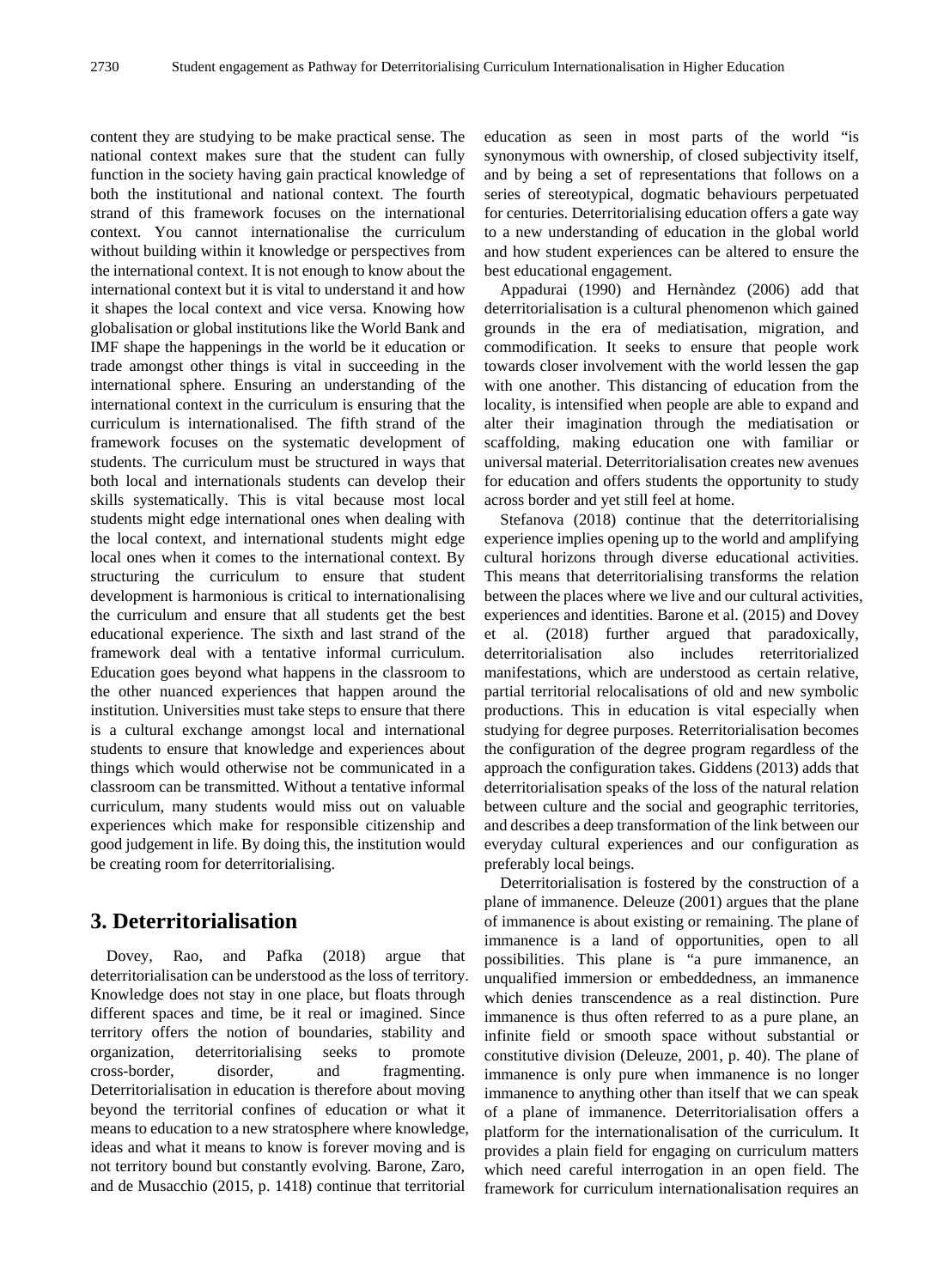content they are studying to be make practical sense. The national context makes sure that the student can fully function in the society having gain practical knowledge of both the institutional and national context. The fourth strand of this framework focuses on the international context. You cannot internationalise the curriculum without building within it knowledge or perspectives from the international context. It is not enough to know about the international context but it is vital to understand it and how it shapes the local context and vice versa. Knowing how globalisation or global institutions like the World Bank and IMF shape the happenings in the world be it education or trade amongst other things is vital in succeeding in the international sphere. Ensuring an understanding of the international context in the curriculum is ensuring that the curriculum is internationalised. The fifth strand of the framework focuses on the systematic development of students. The curriculum must be structured in ways that both local and internationals students can develop their skills systematically. This is vital because most local students might edge international ones when dealing with the local context, and international students might edge local ones when it comes to the international context. By structuring the curriculum to ensure that student development is harmonious is critical to internationalising the curriculum and ensure that all students get the best educational experience. The sixth and last strand of the framework deal with a tentative informal curriculum. Education goes beyond what happens in the classroom to the other nuanced experiences that happen around the institution. Universities must take steps to ensure that there is a cultural exchange amongst local and international students to ensure that knowledge and experiences about things which would otherwise not be communicated in a classroom can be transmitted. Without a tentative informal curriculum, many students would miss out on valuable experiences which make for responsible citizenship and good judgement in life. By doing this, the institution would be creating room for deterritorialising.

## 3. Deterritorialisation

Dovey, Rao, and Pafka (2018) argue that deterritorialisation can be understood as the loss of territory. Knowledge does not stay in one place, but floats through different spaces and time, be it real or imagined. Since territory offers the notion of boundaries, stability and organization, deterritorialising seeks to promote cross-border, disorder, and fragmenting. Deterritorialisation in education is therefore about moving beyond the territorial confines of education or what it means to education to a new stratosphere where knowledge, ideas and what it means to know is forever moving and is not territory bound but constantly evolving. Barone, Zaro, and de Musacchio (2015, p. 1418) continue that territorial education as seen in most parts of the world "is synonymous with ownership, of closed subjectivity itself, and by being a set of representations that follows on a series of stereotypical, dogmatic behaviours perpetuated for centuries. Deterritorialising education offers a gate way to a new understanding of education in the global world and how student experiences can be altered to ensure the best educational engagement.

Appadurai (1990) and Hernàndez (2006) add that deterritorialisation is a cultural phenomenon which gained grounds in the era of mediatisation, migration, and commodification. It seeks to ensure that people work towards closer involvement with the world lessen the gap with one another. This distancing of education from the locality, is intensified when people are able to expand and alter their imagination through the mediatisation or scaffolding, making education one with familiar or universal material. Deterritorialisation creates new avenues for education and offers students the opportunity to study across border and yet still feel at home.

Stefanova (2018) continue that the deterritorialising experience implies opening up to the world and amplifying cultural horizons through diverse educational activities. This means that deterritorialising transforms the relation between the places where we live and our cultural activities, experiences and identities. Barone et al. (2015) and Dovey et al. (2018) further argued that paradoxically, deterritorialisation also includes reterritorialized manifestations, which are understood as certain relative, partial territorial relocalisations of old and new symbolic productions. This in education is vital especially when studying for degree purposes. Reterritorialisation becomes the configuration of the degree program regardless of the approach the configuration takes. Giddens (2013) adds that deterritorialisation speaks of the loss of the natural relation between culture and the social and geographic territories, and describes a deep transformation of the link between our everyday cultural experiences and our configuration as preferably local beings.

Deterritorialisation is fostered by the construction of a plane of immanence. Deleuze (2001) argues that the plane of immanence is about existing or remaining. The plane of immanence is a land of opportunities, open to all possibilities. This plane is "a pure immanence, an unqualified immersion or embeddedness, an immanence which denies transcendence as a real distinction. Pure immanence is thus often referred to as a pure plane, an infinite field or smooth space without substantial or constitutive division (Deleuze, 2001, p. 40). The plane of immanence is only pure when immanence is no longer immanence to anything other than itself that we can speak of a plane of immanence. Deterritorialisation offers a platform for the internationalisation of the curriculum. It provides a plain field for engaging on curriculum matters which need careful interrogation in an open field. The framework for curriculum internationalisation requires an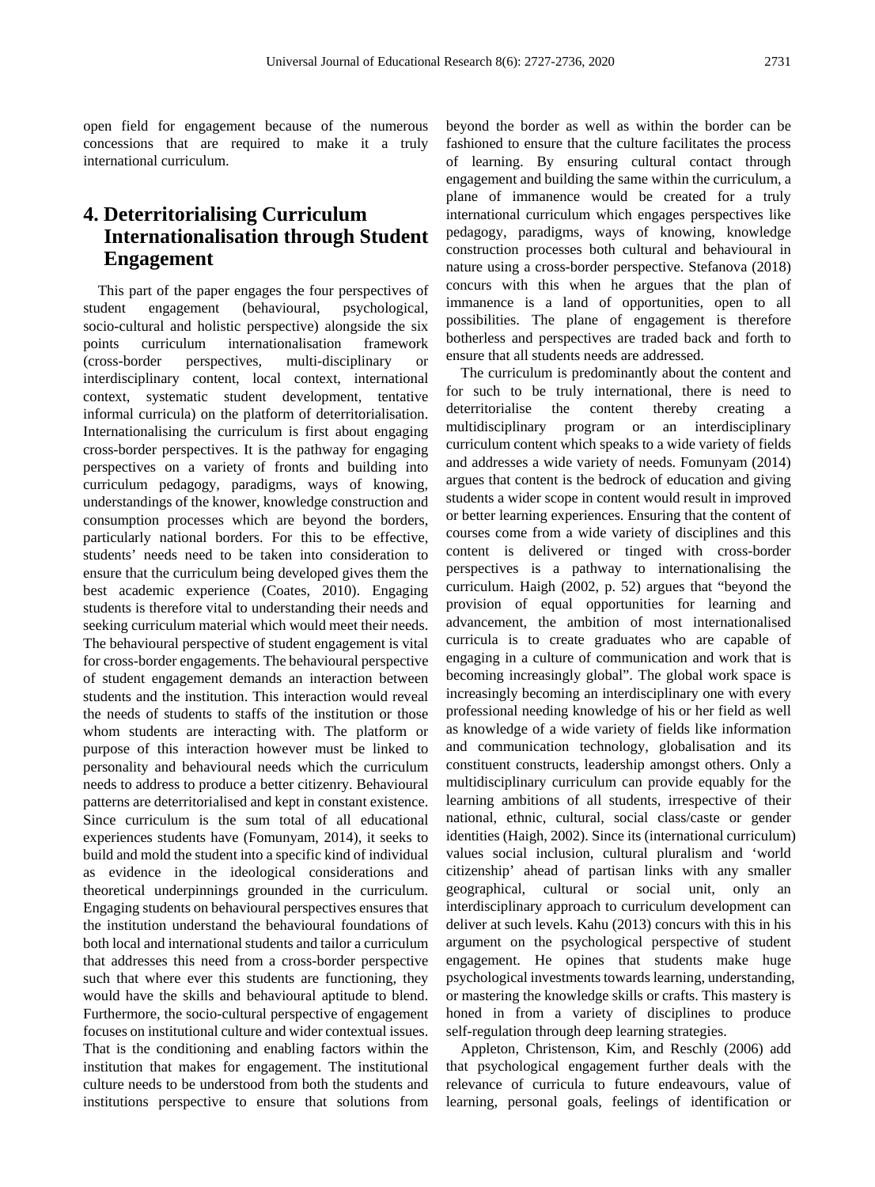open field for engagement because of the numerous concessions that are required to make it a truly international curriculum.

## 4. Deterritorialising Curriculum Internationalisation through Student Engagement

This part of the paper engages the four perspectives of student engagement (behavioural, psychological, socio-cultural and holistic perspective) alongside the six points curriculum internationalisation framework (cross-border perspectives, multi-disciplinary or interdisciplinary content, local context, international context, systematic student development, tentative informal curricula) on the platform of deterritorialisation. Internationalising the curriculum is first about engaging cross-border perspectives. It is the pathway for engaging perspectives on a variety of fronts and building into curriculum pedagogy, paradigms, ways of knowing, understandings of the knower, knowledge construction and consumption processes which are beyond the borders, particularly national borders. For this to be effective, students' needs need to be taken into consideration to ensure that the curriculum being developed gives them the best academic experience (Coates, 2010). Engaging students is therefore vital to understanding their needs and seeking curriculum material which would meet their needs. The behavioural perspective of student engagement is vital for cross-border engagements. The behavioural perspective of student engagement demands an interaction between students and the institution. This interaction would reveal the needs of students to staffs of the institution or those whom students are interacting with. The platform or purpose of this interaction however must be linked to personality and behavioural needs which the curriculum needs to address to produce a better citizenry. Behavioural patterns are deterritorialised and kept in constant existence. Since curriculum is the sum total of all educational experiences students have (Fomunyam, 2014), it seeks to build and mold the student into a specific kind of individual as evidence in the ideological considerations and theoretical underpinnings grounded in the curriculum. Engaging students on behavioural perspectives ensures that the institution understand the behavioural foundations of both local and international students and tailor a curriculum that addresses this need from a cross-border perspective such that where ever this students are functioning, they would have the skills and behavioural aptitude to blend. Furthermore, the socio-cultural perspective of engagement focuses on institutional culture and wider contextual issues. That is the conditioning and enabling factors within the institution that makes for engagement. The institutional culture needs to be understood from both the students and institutions perspective to ensure that solutions from beyond the border as well as within the border can be fashioned to ensure that the culture facilitates the process of learning. By ensuring cultural contact through engagement and building the same within the curriculum, a plane of immanence would be created for a truly international curriculum which engages perspectives like pedagogy, paradigms, ways of knowing, knowledge construction processes both cultural and behavioural in nature using a cross-border perspective. Stefanova (2018) concurs with this when he argues that the plan of immanence is a land of opportunities, open to all possibilities. The plane of engagement is therefore botherless and perspectives are traded back and forth to ensure that all students needs are addressed.

The curriculum is predominantly about the content and for such to be truly international, there is need to deterritorialise the content thereby creating a multidisciplinary program or an interdisciplinary curriculum content which speaks to a wide variety of fields and addresses a wide variety of needs. Fomunyam (2014) argues that content is the bedrock of education and giving students a wider scope in content would result in improved or better learning experiences. Ensuring that the content of courses come from a wide variety of disciplines and this content is delivered or tinged with cross-border perspectives is a pathway to internationalising the curriculum. Haigh (2002, p. 52) argues that "beyond the provision of equal opportunities for learning and advancement, the ambition of most internationalised curricula is to create graduates who are capable of engaging in a culture of communication and work that is becoming increasingly global". The global work space is increasingly becoming an interdisciplinary one with every professional needing knowledge of his or her field as well as knowledge of a wide variety of fields like information and communication technology, globalisation and its constituent constructs, leadership amongst others. Only a multidisciplinary curriculum can provide equably for the learning ambitions of all students, irrespective of their national, ethnic, cultural, social class/caste or gender identities (Haigh, 2002). Since its (international curriculum) values social inclusion, cultural pluralism and 'world citizenship' ahead of partisan links with any smaller geographical, cultural or social unit, only an interdisciplinary approach to curriculum development can deliver at such levels. Kahu (2013) concurs with this in his argument on the psychological perspective of student engagement. He opines that students make huge psychological investments towards learning, understanding, or mastering the knowledge skills or crafts. This mastery is honed in from a variety of disciplines to produce self-regulation through deep learning strategies.

Appleton, Christenson, Kim, and Reschly (2006) add that psychological engagement further deals with the relevance of curricula to future endeavours, value of learning, personal goals, feelings of identification or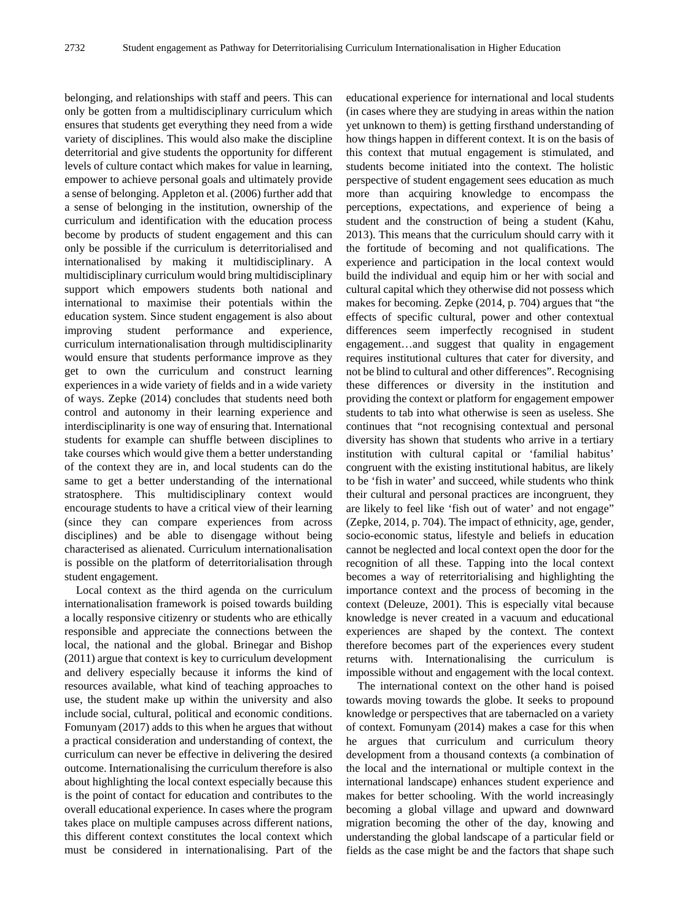belonging, and relationships with staff and peers. This can only be gotten from a multidisciplinary curriculum which ensures that students get everything they need from a wide variety of disciplines. This would also make the discipline deterritorial and give students the opportunity for different levels of culture contact which makes for value in learning, empower to achieve personal goals and ultimately provide a sense of belonging. Appleton et al. (2006) further add that a sense of belonging in the institution, ownership of the curriculum and identification with the education process become by products of student engagement and this can only be possible if the curriculum is deterritorialised and internationalised by making it multidisciplinary. A multidisciplinary curriculum would bring multidisciplinary support which empowers students both national and international to maximise their potentials within the education system. Since student engagement is also about improving student performance and experience, curriculum internationalisation through multidisciplinarity would ensure that students performance improve as they get to own the curriculum and construct learning experiences in a wide variety of fields and in a wide variety of ways. Zepke (2014) concludes that students need both control and autonomy in their learning experience and interdisciplinarity is one way of ensuring that. International students for example can shuffle between disciplines to take courses which would give them a better understanding of the context they are in, and local students can do the same to get a better understanding of the international stratosphere. This multidisciplinary context would encourage students to have a critical view of their learning (since they can compare experiences from across disciplines) and be able to disengage without being characterised as alienated. Curriculum internationalisation is possible on the platform of deterritorialisation through student engagement.

Local context as the third agenda on the curriculum internationalisation framework is poised towards building a locally responsive citizenry or students who are ethically responsible and appreciate the connections between the local, the national and the global. Brinegar and Bishop (2011) argue that context is key to curriculum development and delivery especially because it informs the kind of resources available, what kind of teaching approaches to use, the student make up within the university and also include social, cultural, political and economic conditions. Fomunyam (2017) adds to this when he argues that without a practical consideration and understanding of context, the curriculum can never be effective in delivering the desired outcome. Internationalising the curriculum therefore is also about highlighting the local context especially because this is the point of contact for education and contributes to the overall educational experience. In cases where the program takes place on multiple campuses across different nations, this different context constitutes the local context which must be considered in internationalising. Part of the educational experience for international and local students (in cases where they are studying in areas within the nation yet unknown to them) is getting firsthand understanding of how things happen in different context. It is on the basis of this context that mutual engagement is stimulated, and students become initiated into the context. The holistic perspective of student engagement sees education as much more than acquiring knowledge to encompass the perceptions, expectations, and experience of being a student and the construction of being a student (Kahu, 2013). This means that the curriculum should carry with it the fortitude of becoming and not qualifications. The experience and participation in the local context would build the individual and equip him or her with social and cultural capital which they otherwise did not possess which makes for becoming. Zepke (2014, p. 704) argues that "the effects of specific cultural, power and other contextual differences seem imperfectly recognised in student engagement…and suggest that quality in engagement requires institutional cultures that cater for diversity, and not be blind to cultural and other differences". Recognising these differences or diversity in the institution and providing the context or platform for engagement empower students to tab into what otherwise is seen as useless. She continues that "not recognising contextual and personal diversity has shown that students who arrive in a tertiary institution with cultural capital or 'familial habitus' congruent with the existing institutional habitus, are likely to be 'fish in water' and succeed, while students who think their cultural and personal practices are incongruent, they are likely to feel like 'fish out of water' and not engage" (Zepke, 2014, p. 704). The impact of ethnicity, age, gender, socio-economic status, lifestyle and beliefs in education cannot be neglected and local context open the door for the recognition of all these. Tapping into the local context becomes a way of reterritorialising and highlighting the importance context and the process of becoming in the context (Deleuze, 2001). This is especially vital because knowledge is never created in a vacuum and educational experiences are shaped by the context. The context therefore becomes part of the experiences every student returns with. Internationalising the curriculum is impossible without and engagement with the local context.

The international context on the other hand is poised towards moving towards the globe. It seeks to propound knowledge or perspectives that are tabernacled on a variety of context. Fomunyam (2014) makes a case for this when he argues that curriculum and curriculum theory development from a thousand contexts (a combination of the local and the international or multiple context in the international landscape) enhances student experience and makes for better schooling. With the world increasingly becoming a global village and upward and downward migration becoming the other of the day, knowing and understanding the global landscape of a particular field or fields as the case might be and the factors that shape such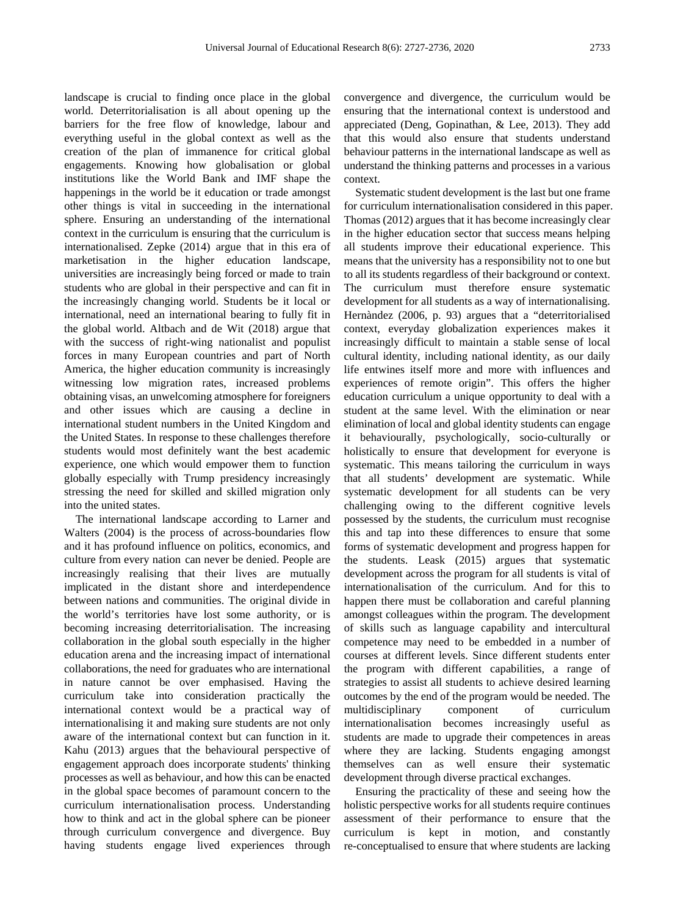landscape is crucial to finding once place in the global world. Deterritorialisation is all about opening up the barriers for the free flow of knowledge, labour and everything useful in the global context as well as the creation of the plan of immanence for critical global engagements. Knowing how globalisation or global institutions like the World Bank and IMF shape the happenings in the world be it education or trade amongst other things is vital in succeeding in the international sphere. Ensuring an understanding of the international context in the curriculum is ensuring that the curriculum is internationalised. Zepke (2014) argue that in this era of marketisation in the higher education landscape, universities are increasingly being forced or made to train students who are global in their perspective and can fit in the increasingly changing world. Students be it local or international, need an international bearing to fully fit in the global world. Altbach and de Wit (2018) argue that with the success of right-wing nationalist and populist forces in many European countries and part of North America, the higher education community is increasingly witnessing low migration rates, increased problems obtaining visas, an unwelcoming atmosphere for foreigners and other issues which are causing a decline in international student numbers in the United Kingdom and the United States. In response to these challenges therefore students would most definitely want the best academic experience, one which would empower them to function globally especially with Trump presidency increasingly stressing the need for skilled and skilled migration only into the united states.

The international landscape according to Larner and Walters (2004) is the process of across-boundaries flow and it has profound influence on politics, economics, and culture from every nation can never be denied. People are increasingly realising that their lives are mutually implicated in the distant shore and interdependence between nations and communities. The original divide in the world's territories have lost some authority, or is becoming increasing deterritorialisation. The increasing collaboration in the global south especially in the higher education arena and the increasing impact of international collaborations, the need for graduates who are international in nature cannot be over emphasised. Having the curriculum take into consideration practically the international context would be a practical way of internationalising it and making sure students are not only aware of the international context but can function in it. Kahu (2013) argues that the behavioural perspective of engagement approach does incorporate students' thinking processes as well as behaviour, and how this can be enacted in the global space becomes of paramount concern to the curriculum internationalisation process. Understanding how to think and act in the global sphere can be pioneer through curriculum convergence and divergence. Buy having students engage lived experiences through convergence and divergence, the curriculum would be ensuring that the international context is understood and appreciated (Deng, Gopinathan, & Lee, 2013). They add that this would also ensure that students understand behaviour patterns in the international landscape as well as understand the thinking patterns and processes in a various context.

Systematic student development is the last but one frame for curriculum internationalisation considered in this paper. Thomas (2012) argues that it has become increasingly clear in the higher education sector that success means helping all students improve their educational experience. This means that the university has a responsibility not to one but to all its students regardless of their background or context. The curriculum must therefore ensure systematic development for all students as a way of internationalising. Hernàndez (2006, p. 93) argues that a "deterritorialised context, everyday globalization experiences makes it increasingly difficult to maintain a stable sense of local cultural identity, including national identity, as our daily life entwines itself more and more with influences and experiences of remote origin". This offers the higher education curriculum a unique opportunity to deal with a student at the same level. With the elimination or near elimination of local and global identity students can engage it behaviourally, psychologically, socio-culturally or holistically to ensure that development for everyone is systematic. This means tailoring the curriculum in ways that all students' development are systematic. While systematic development for all students can be very challenging owing to the different cognitive levels possessed by the students, the curriculum must recognise this and tap into these differences to ensure that some forms of systematic development and progress happen for the students. Leask (2015) argues that systematic development across the program for all students is vital of internationalisation of the curriculum. And for this to happen there must be collaboration and careful planning amongst colleagues within the program. The development of skills such as language capability and intercultural competence may need to be embedded in a number of courses at different levels. Since different students enter the program with different capabilities, a range of strategies to assist all students to achieve desired learning outcomes by the end of the program would be needed. The multidisciplinary component of curriculum internationalisation becomes increasingly useful as students are made to upgrade their competences in areas where they are lacking. Students engaging amongst themselves can as well ensure their systematic development through diverse practical exchanges.

Ensuring the practicality of these and seeing how the holistic perspective works for all students require continues assessment of their performance to ensure that the curriculum is kept in motion, and constantly re-conceptualised to ensure that where students are lacking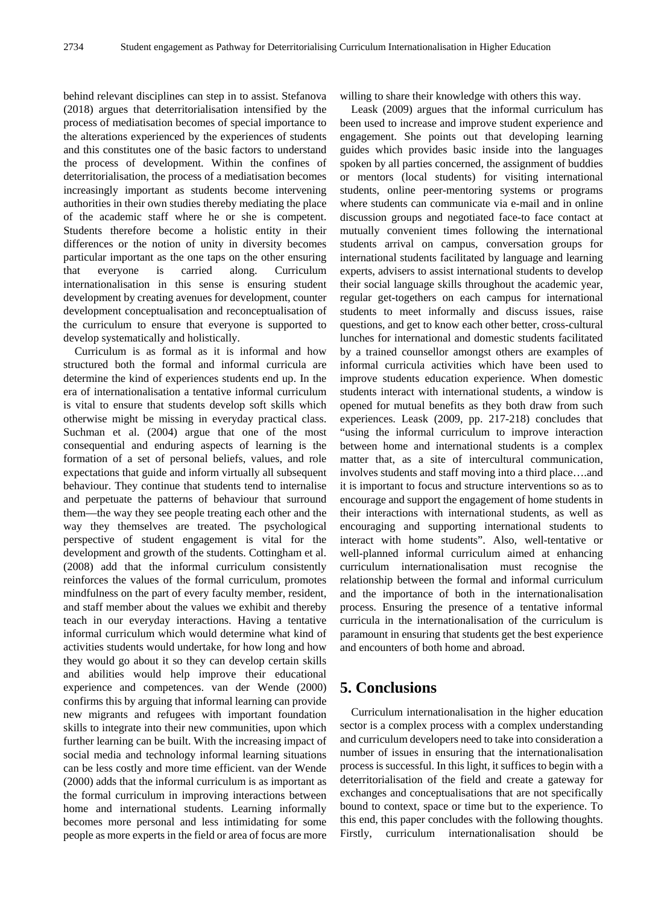behind relevant disciplines can step in to assist. Stefanova (2018) argues that deterritorialisation intensified by the process of mediatisation becomes of special importance to the alterations experienced by the experiences of students and this constitutes one of the basic factors to understand the process of development. Within the confines of deterritorialisation, the process of a mediatisation becomes increasingly important as students become intervening authorities in their own studies thereby mediating the place of the academic staff where he or she is competent. Students therefore become a holistic entity in their differences or the notion of unity in diversity becomes particular important as the one taps on the other ensuring that everyone is carried along. Curriculum internationalisation in this sense is ensuring student development by creating avenues for development, counter development conceptualisation and reconceptualisation of the curriculum to ensure that everyone is supported to develop systematically and holistically.

Curriculum is as formal as it is informal and how structured both the formal and informal curricula are determine the kind of experiences students end up. In the era of internationalisation a tentative informal curriculum is vital to ensure that students develop soft skills which otherwise might be missing in everyday practical class. Suchman et al. (2004) argue that one of the most consequential and enduring aspects of learning is the formation of a set of personal beliefs, values, and role expectations that guide and inform virtually all subsequent behaviour. They continue that students tend to internalise and perpetuate the patterns of behaviour that surround them—the way they see people treating each other and the way they themselves are treated. The psychological perspective of student engagement is vital for the development and growth of the students. Cottingham et al. (2008) add that the informal curriculum consistently reinforces the values of the formal curriculum, promotes mindfulness on the part of every faculty member, resident, and staff member about the values we exhibit and thereby teach in our everyday interactions. Having a tentative informal curriculum which would determine what kind of activities students would undertake, for how long and how they would go about it so they can develop certain skills and abilities would help improve their educational experience and competences. van der Wende (2000) confirms this by arguing that informal learning can provide new migrants and refugees with important foundation skills to integrate into their new communities, upon which further learning can be built. With the increasing impact of social media and technology informal learning situations can be less costly and more time efficient. van der Wende (2000) adds that the informal curriculum is as important as the formal curriculum in improving interactions between home and international students. Learning informally becomes more personal and less intimidating for some people as more experts in the field or area of focus are more willing to share their knowledge with others this way.

Leask (2009) argues that the informal curriculum has been used to increase and improve student experience and engagement. She points out that developing learning guides which provides basic inside into the languages spoken by all parties concerned, the assignment of buddies or mentors (local students) for visiting international students, online peer-mentoring systems or programs where students can communicate via e-mail and in online discussion groups and negotiated face-to face contact at mutually convenient times following the international students arrival on campus, conversation groups for international students facilitated by language and learning experts, advisers to assist international students to develop their social language skills throughout the academic year, regular get-togethers on each campus for international students to meet informally and discuss issues, raise questions, and get to know each other better, cross-cultural lunches for international and domestic students facilitated by a trained counsellor amongst others are examples of informal curricula activities which have been used to improve students education experience. When domestic students interact with international students, a window is opened for mutual benefits as they both draw from such experiences. Leask (2009, pp. 217-218) concludes that "using the informal curriculum to improve interaction between home and international students is a complex matter that, as a site of intercultural communication, involves students and staff moving into a third place….and it is important to focus and structure interventions so as to encourage and support the engagement of home students in their interactions with international students, as well as encouraging and supporting international students to interact with home students". Also, well-tentative or well-planned informal curriculum aimed at enhancing curriculum internationalisation must recognise the relationship between the formal and informal curriculum and the importance of both in the internationalisation process. Ensuring the presence of a tentative informal curricula in the internationalisation of the curriculum is paramount in ensuring that students get the best experience and encounters of both home and abroad.

## 5. Conclusions

Curriculum internationalisation in the higher education sector is a complex process with a complex understanding and curriculum developers need to take into consideration a number of issues in ensuring that the internationalisation process is successful. In this light, it suffices to begin with a deterritorialisation of the field and create a gateway for exchanges and conceptualisations that are not specifically bound to context, space or time but to the experience. To this end, this paper concludes with the following thoughts. Firstly, curriculum internationalisation should be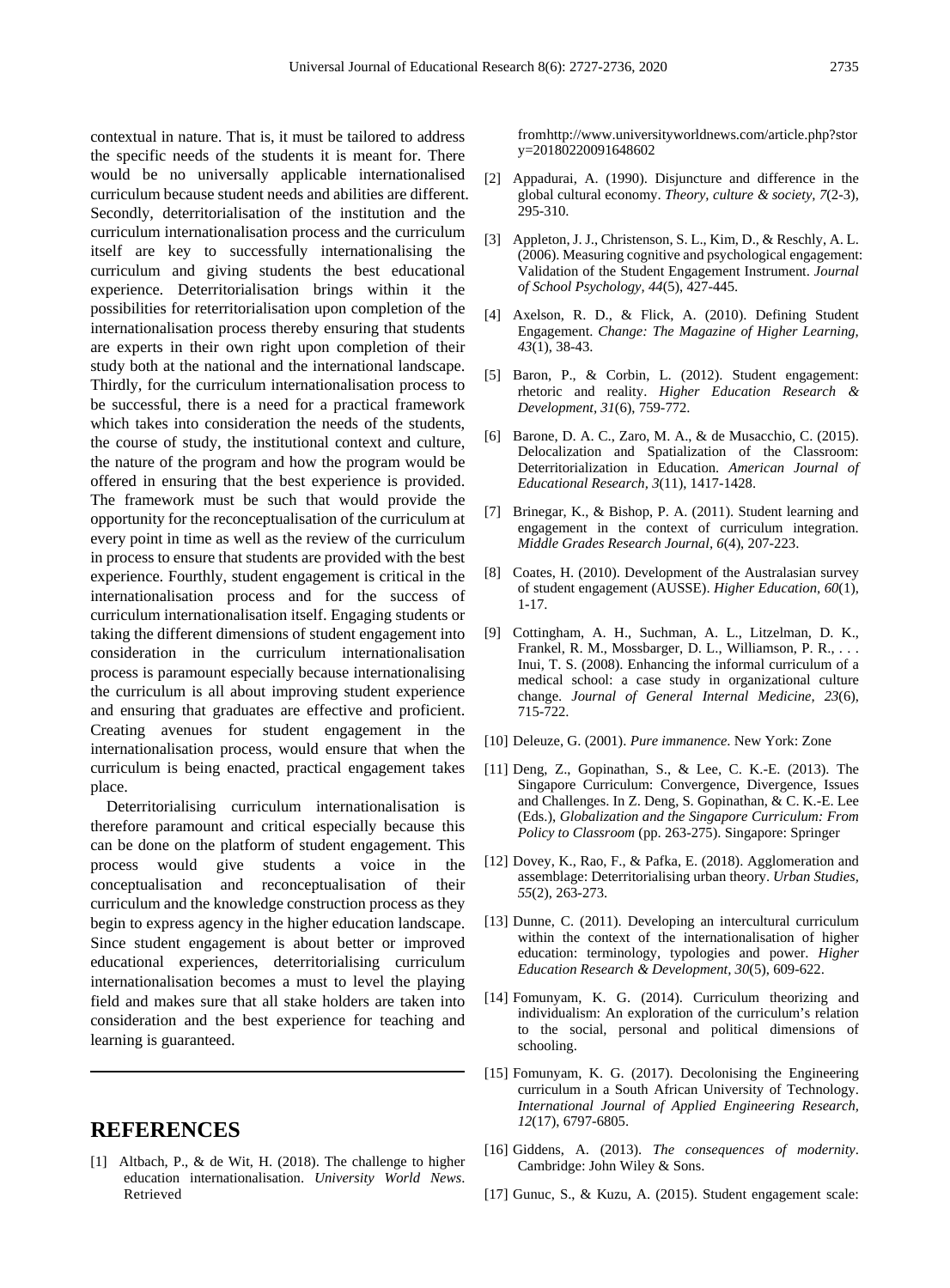contextual in nature. That is, it must be tailored to address the specific needs of the students it is meant for. There would be no universally applicable internationalised curriculum because student needs and abilities are different. Secondly, deterritorialisation of the institution and the curriculum internationalisation process and the curriculum itself are key to successfully internationalising the curriculum and giving students the best educational experience. Deterritorialisation brings within it the possibilities for reterritorialisation upon completion of the internationalisation process thereby ensuring that students are experts in their own right upon completion of their study both at the national and the international landscape. Thirdly, for the curriculum internationalisation process to be successful, there is a need for a practical framework which takes into consideration the needs of the students, the course of study, the institutional context and culture, the nature of the program and how the program would be offered in ensuring that the best experience is provided. The framework must be such that would provide the opportunity for the reconceptualisation of the curriculum at every point in time as well as the review of the curriculum in process to ensure that students are provided with the best experience. Fourthly, student engagement is critical in the internationalisation process and for the success of curriculum internationalisation itself. Engaging students or taking the different dimensions of student engagement into consideration in the curriculum internationalisation process is paramount especially because internationalising the curriculum is all about improving student experience and ensuring that graduates are effective and proficient. Creating avenues for student engagement in the internationalisation process, would ensure that when the curriculum is being enacted, practical engagement takes place.

Deterritorialising curriculum internationalisation is therefore paramount and critical especially because this can be done on the platform of student engagement. This process would give students a voice in the conceptualisation and reconceptualisation of their curriculum and the knowledge construction process as they begin to express agency in the higher education landscape. Since student engagement is about better or improved educational experiences, deterritorialising curriculum internationalisation becomes a must to level the playing field and makes sure that all stake holders are taken into consideration and the best experience for teaching and learning is guaranteed.

## REFERENCES

[1] Altbach, P., & de Wit, H. (2018). The challenge to higher education internationalisation. *University World News*. Retrieved fromhttp://www.universityworldnews.com/article.php?story=20180220091648602

[2] Appadurai, A. (1990). Disjuncture and difference in the global cultural economy. *Theory, culture & society, 7*(2-3), 295-310.

[3] Appleton, J. J., Christenson, S. L., Kim, D., & Reschly, A. L. (2006). Measuring cognitive and psychological engagement: Validation of the Student Engagement Instrument. *Journal of School Psychology, 44*(5), 427-445.

[4] Axelson, R. D., & Flick, A. (2010). Defining Student Engagement. *Change: The Magazine of Higher Learning, 43*(1), 38-43.

[5] Baron, P., & Corbin, L. (2012). Student engagement: rhetoric and reality. *Higher Education Research & Development, 31*(6), 759-772.

[6] Barone, D. A. C., Zaro, M. A., & de Musacchio, C. (2015). Delocalization and Spatialization of the Classroom: Deterritorialization in Education. *American Journal of Educational Research, 3*(11), 1417-1428.

[7] Brinegar, K., & Bishop, P. A. (2011). Student learning and engagement in the context of curriculum integration. *Middle Grades Research Journal, 6*(4), 207-223.

[8] Coates, H. (2010). Development of the Australasian survey of student engagement (AUSSE). *Higher Education, 60*(1), 1-17.

[9] Cottingham, A. H., Suchman, A. L., Litzelman, D. K., Frankel, R. M., Mossbarger, D. L., Williamson, P. R., . . . Inui, T. S. (2008). Enhancing the informal curriculum of a medical school: a case study in organizational culture change. *Journal of General Internal Medicine, 23*(6), 715-722.

[10] Deleuze, G. (2001). *Pure immanence*. New York: Zone

[11] Deng, Z., Gopinathan, S., & Lee, C. K.-E. (2013). The Singapore Curriculum: Convergence, Divergence, Issues and Challenges. In Z. Deng, S. Gopinathan, & C. K.-E. Lee (Eds.), *Globalization and the Singapore Curriculum: From Policy to Classroom* (pp. 263-275). Singapore: Springer

[12] Dovey, K., Rao, F., & Pafka, E. (2018). Agglomeration and assemblage: Deterritorialising urban theory. *Urban Studies, 55*(2), 263-273.

[13] Dunne, C. (2011). Developing an intercultural curriculum within the context of the internationalisation of higher education: terminology, typologies and power. *Higher Education Research & Development, 30*(5), 609-622.

[14] Fomunyam, K. G. (2014). Curriculum theorizing and individualism: An exploration of the curriculum's relation to the social, personal and political dimensions of schooling.

[15] Fomunyam, K. G. (2017). Decolonising the Engineering curriculum in a South African University of Technology. *International Journal of Applied Engineering Research, 12*(17), 6797-6805.

[16] Giddens, A. (2013). *The consequences of modernity*. Cambridge: John Wiley & Sons.

[17] Gunuc, S., & Kuzu, A. (2015). Student engagement scale: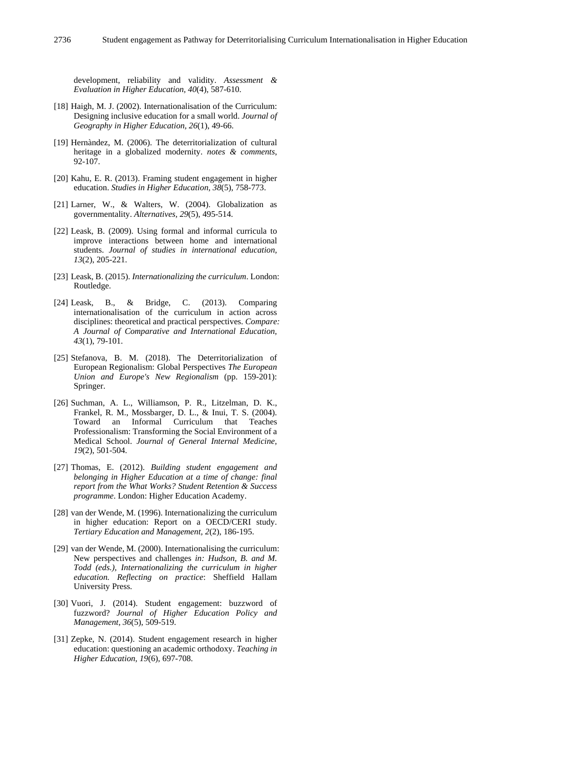development, reliability and validity. *Assessment & Evaluation in Higher Education, 40*(4), 587-610.

[18] Haigh, M. J. (2002). Internationalisation of the Curriculum: Designing inclusive education for a small world. *Journal of Geography in Higher Education, 26*(1), 49-66.

[19] Hernàndez, M. (2006). The deterritorialization of cultural heritage in a globalized modernity. *notes & comments*, 92-107.

[20] Kahu, E. R. (2013). Framing student engagement in higher education. *Studies in Higher Education, 38*(5), 758-773.

[21] Larner, W., & Walters, W. (2004). Globalization as governmentality. *Alternatives, 29*(5), 495-514.

[22] Leask, B. (2009). Using formal and informal curricula to improve interactions between home and international students. *Journal of studies in international education, 13*(2), 205-221.

[23] Leask, B. (2015). *Internationalizing the curriculum*. London: Routledge.

[24] Leask, B., & Bridge, C. (2013). Comparing internationalisation of the curriculum in action across disciplines: theoretical and practical perspectives. *Compare: A Journal of Comparative and International Education, 43*(1), 79-101.

[25] Stefanova, B. M. (2018). The Deterritorialization of European Regionalism: Global Perspectives *The European Union and Europe's New Regionalism* (pp. 159-201): Springer.

[26] Suchman, A. L., Williamson, P. R., Litzelman, D. K., Frankel, R. M., Mossbarger, D. L., & Inui, T. S. (2004). Toward an Informal Curriculum that Teaches Professionalism: Transforming the Social Environment of a Medical School. *Journal of General Internal Medicine, 19*(2), 501-504.

[27] Thomas, E. (2012). *Building student engagement and belonging in Higher Education at a time of change: final report from the What Works? Student Retention & Success programme*. London: Higher Education Academy.

[28] van der Wende, M. (1996). Internationalizing the curriculum in higher education: Report on a OECD/CERI study. *Tertiary Education and Management, 2*(2), 186-195.

[29] van der Wende, M. (2000). Internationalising the curriculum: New perspectives and challenges *in: Hudson, B. and M. Todd (eds.), Internationalizing the curriculum in higher education. Reflecting on practice*: Sheffield Hallam University Press.

[30] Vuori, J. (2014). Student engagement: buzzword of fuzzword? *Journal of Higher Education Policy and Management, 36*(5), 509-519.

[31] Zepke, N. (2014). Student engagement research in higher education: questioning an academic orthodoxy. *Teaching in Higher Education, 19*(6), 697-708.